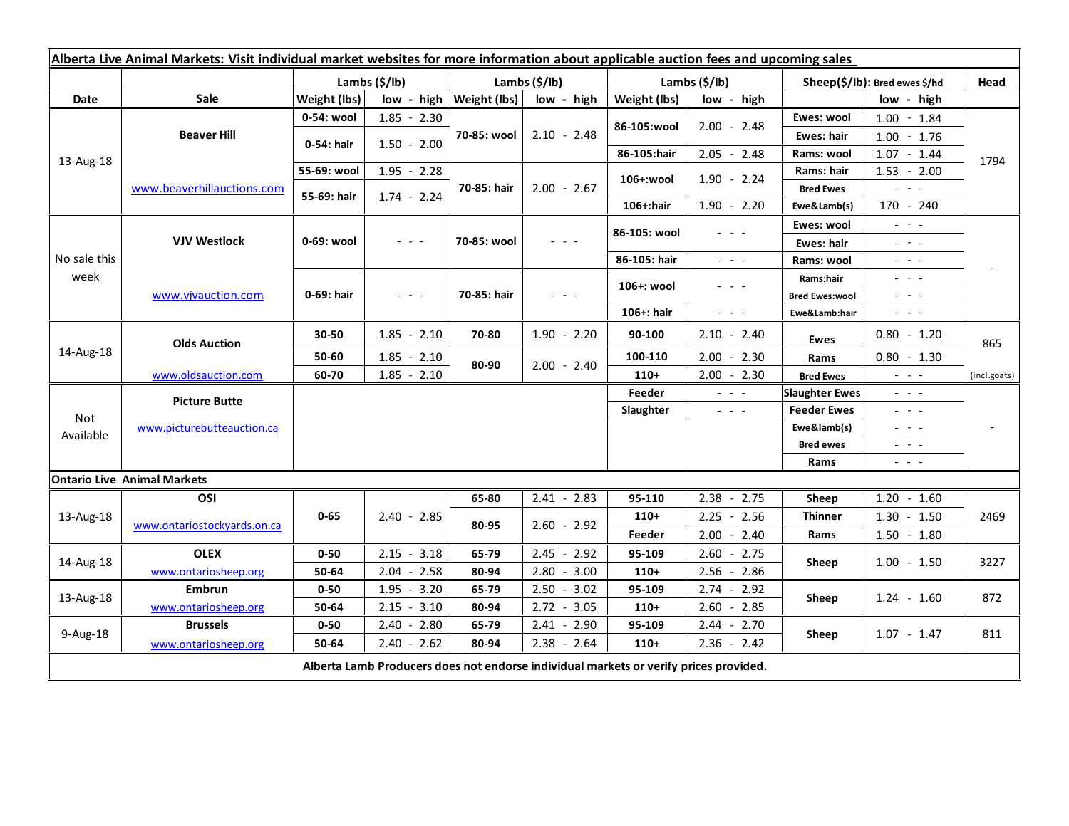**Alberta Live Animal Markets: Visit individual market websites for more information about applicable auction fees and upcoming sales**

| Date | Sale | Lambs ($/lb) | | Lambs ($/lb) | | Lambs ($/lb) | | Sheep($/lb): Bred ewes $/hd | | Head |
|---|---|---|---|---|---|---|---|---|---|---|
| | | Weight (lbs) | low - high | Weight (lbs) | low - high | Weight (lbs) | low - high | | low - high | |
| 13-Aug-18 | Beaver Hill | 0-54: wool | 1.85 - 2.30 | 70-85: wool | 2.10 - 2.48 | 86-105:wool | 2.00 - 2.48 | Ewes: wool | 1.00 - 1.84 | 1794 |
| | | 0-54: hair | 1.50 - 2.00 | | | | | Ewes: hair | 1.00 - 1.76 | |
| | | | | | | 86-105:hair | 2.05 - 2.48 | Rams: wool | 1.07 - 1.44 | |
| | www.beaverhillauctions.com | 55-69: wool | 1.95 - 2.28 | 70-85: hair | 2.00 - 2.67 | 106+:wool | 1.90 - 2.24 | Rams: hair | 1.53 - 2.00 | |
| | | 55-69: hair | 1.74 - 2.24 | | | | | Bred Ewes | - - - | |
| | | | | | | 106+:hair | 1.90 - 2.20 | Ewe&Lamb(s) | 170 - 240 | |
| No sale this week | VJV Westlock | 0-69: wool | - - - | 70-85: wool | - - - | 86-105: wool | - - - | Ewes: wool | - - - | - |
| | | | | | | | | Ewes: hair | - - - | |
| | | | | | | 86-105: hair | - - - | Rams: wool | - - - | |
| | www.vjvauction.com | 0-69: hair | - - - | 70-85: hair | - - - | 106+: wool | - - - | Rams:hair | - - - | |
| | | | | | | | | Bred Ewes:wool | - - - | |
| | | | | | | 106+: hair | - - - | Ewe&Lamb:hair | - - - | |
| 14-Aug-18 | Olds Auction | 30-50 | 1.85 - 2.10 | 70-80 | 1.90 - 2.20 | 90-100 | 2.10 - 2.40 | Ewes | 0.80 - 1.20 | 865 |
| | | 50-60 | 1.85 - 2.10 | 80-90 | 2.00 - 2.40 | 100-110 | 2.00 - 2.30 | Rams | 0.80 - 1.30 | |
| | www.oldsauction.com | 60-70 | 1.85 - 2.10 | | | 110+ | 2.00 - 2.30 | Bred Ewes | - - - | (incl.goats) |
| Not Available | Picture Butte | | | | | Feeder | - - - | Slaughter Ewes | - - - | - |
| | | | | | | Slaughter | - - - | Feeder Ewes | - - - | |
| | www.picturebutteauction.ca | | | | | | | Ewe&lamb(s) | - - - | |
| | | | | | | | | Bred ewes | - - - | |
| | | | | | | | | Rams | - - - | |
| **Ontario Live Animal Markets** | | | | | | | | | | |
| 13-Aug-18 | OSI | 0-65 | 2.40 - 2.85 | 65-80 | 2.41 - 2.83 | 95-110 | 2.38 - 2.75 | Sheep | 1.20 - 1.60 | 2469 |
| | www.ontariostockyards.on.ca | | | 80-95 | 2.60 - 2.92 | 110+ | 2.25 - 2.56 | Thinner | 1.30 - 1.50 | |
| | | | | | | Feeder | 2.00 - 2.40 | Rams | 1.50 - 1.80 | |
| 14-Aug-18 | OLEX | 0-50 | 2.15 - 3.18 | 65-79 | 2.45 - 2.92 | 95-109 | 2.60 - 2.75 | Sheep | 1.00 - 1.50 | 3227 |
| | www.ontariosheep.org | 50-64 | 2.04 - 2.58 | 80-94 | 2.80 - 3.00 | 110+ | 2.56 - 2.86 | | | |
| 13-Aug-18 | Embrun | 0-50 | 1.95 - 3.20 | 65-79 | 2.50 - 3.02 | 95-109 | 2.74 - 2.92 | Sheep | 1.24 - 1.60 | 872 |
| | www.ontariosheep.org | 50-64 | 2.15 - 3.10 | 80-94 | 2.72 - 3.05 | 110+ | 2.60 - 2.85 | | | |
| 9-Aug-18 | Brussels | 0-50 | 2.40 - 2.80 | 65-79 | 2.41 - 2.90 | 95-109 | 2.44 - 2.70 | Sheep | 1.07 - 1.47 | 811 |
| | www.ontariosheep.org | 50-64 | 2.40 - 2.62 | 80-94 | 2.38 - 2.64 | 110+ | 2.36 - 2.42 | | | |

**Alberta Lamb Producers does not endorse individual markets or verify prices provided.**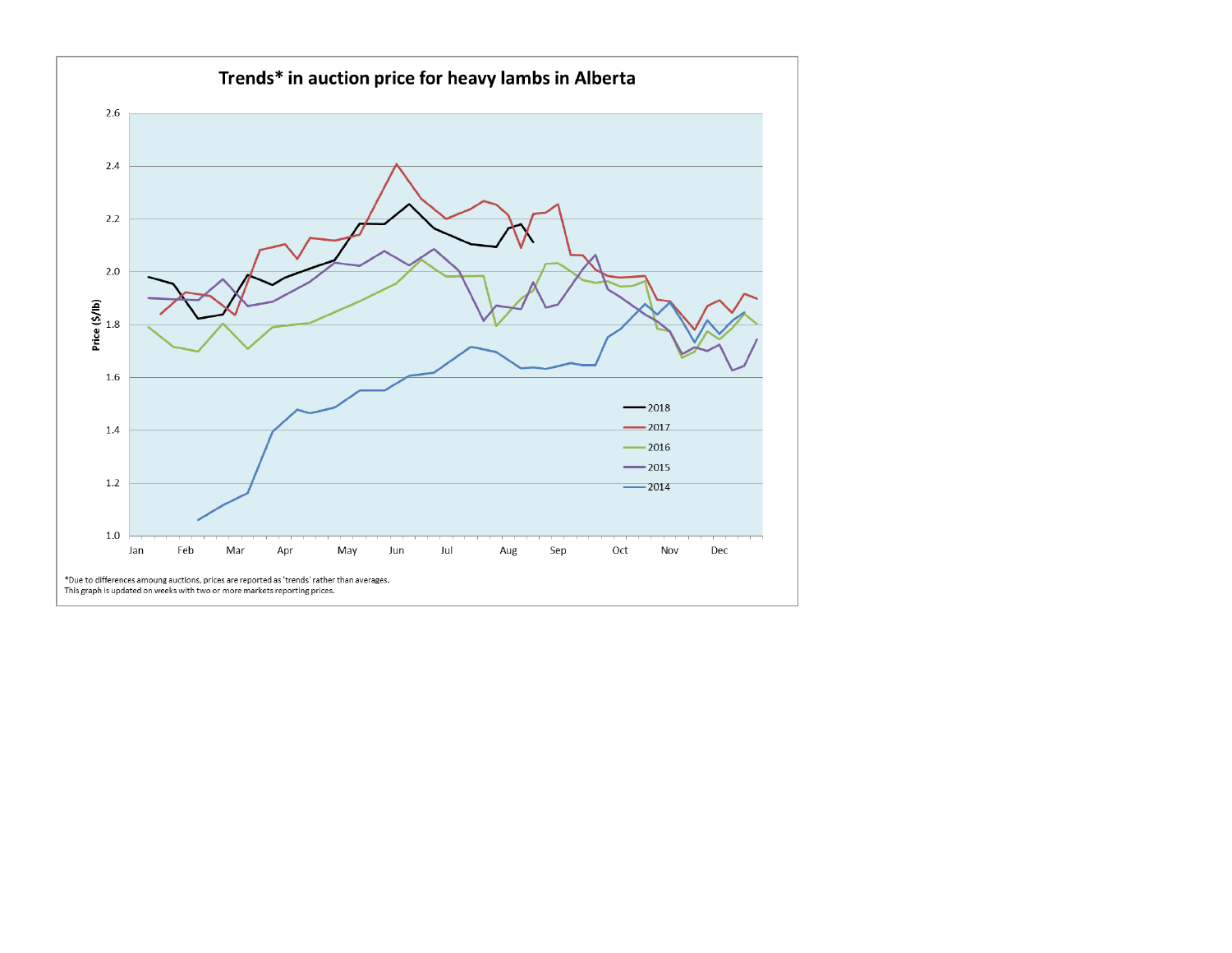# Trends* in auction price for heavy lambs in Alberta

Price ($/lb)

2.6
2.4
2.2
2.0
1.8
1.6
1.4
1.2
1.0

Jan Feb Mar Apr May Jun Jul Aug Sep Oct Nov Dec

2018
2017
2016
2015
2014

*Due to differences amoung auctions, prices are reported as 'trends' rather than averages.
This graph is updated on weeks with two or more markets reporting prices.